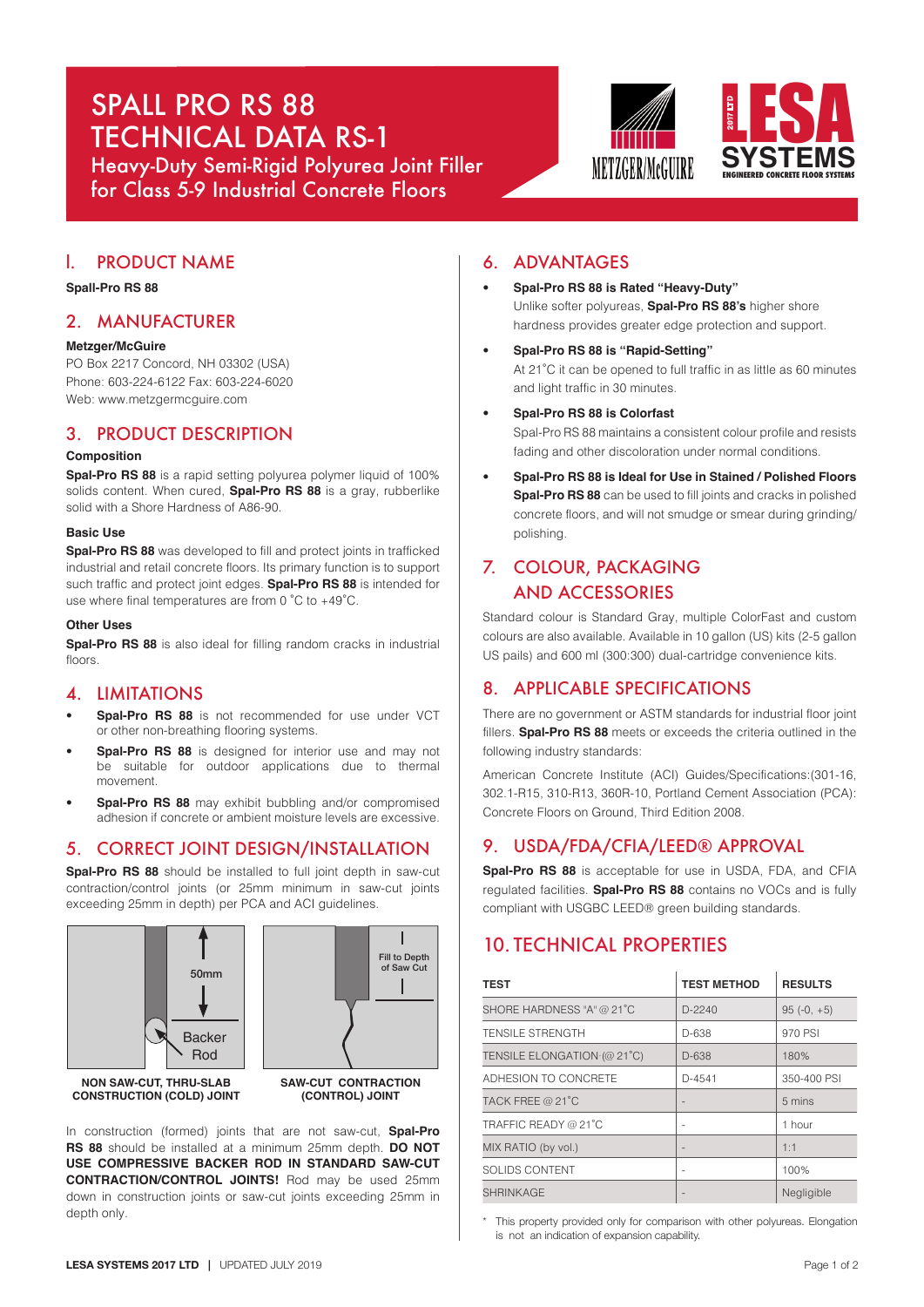# SPALL PRO RS 88 TECHNICAL DATA RS-1

## Heavy-Duty Semi-Rigid Polyurea Joint Filler for Class 5-9 Industrial Concrete Floors

METZGER/McGUIRE

2017 LTD LESA SYSTEMS ENGINEERED CONCRETE FLOOR SYSTEMS

## 1. PRODUCT NAME

**Spall-Pro RS 88**

## 2. MANUFACTURER

**Metzger/McGuire**

PO Box 2217 Concord, NH 03302 (USA)
Phone: 603-224-6122 Fax: 603-224-6020
Web: www.metzgermcguire.com

## 3. PRODUCT DESCRIPTION

### Composition

**Spal-Pro RS 88** is a rapid setting polyurea polymer liquid of 100% solids content. When cured, **Spal-Pro RS 88** is a gray, rubberlike solid with a Shore Hardness of A86-90.

### Basic Use

**Spal-Pro RS 88** was developed to fill and protect joints in trafficked industrial and retail concrete floors. Its primary function is to support such traffic and protect joint edges. **Spal-Pro RS 88** is intended for use where final temperatures are from 0 ˚C to +49˚C.

### Other Uses

**Spal-Pro RS 88** is also ideal for filling random cracks in industrial floors.

## 4. LIMITATIONS

- **Spal-Pro RS 88** is not recommended for use under VCT or other non-breathing flooring systems.
- **Spal-Pro RS 88** is designed for interior use and may not be suitable for outdoor applications due to thermal movement.
- **Spal-Pro RS 88** may exhibit bubbling and/or compromised adhesion if concrete or ambient moisture levels are excessive.

## 5. CORRECT JOINT DESIGN/INSTALLATION

**Spal-Pro RS 88** should be installed to full joint depth in saw-cut contraction/control joints (or 25mm minimum in saw-cut joints exceeding 25mm in depth) per PCA and ACI guidelines.

50mm
Backer Rod

**NON SAW-CUT, THRU-SLAB CONSTRUCTION (COLD) JOINT**

Fill to Depth of Saw Cut

**SAW-CUT CONTRACTION (CONTROL) JOINT**

In construction (formed) joints that are not saw-cut, **Spal-Pro RS 88** should be installed at a minimum 25mm depth. **DO NOT USE COMPRESSIVE BACKER ROD IN STANDARD SAW-CUT CONTRACTION/CONTROL JOINTS!** Rod may be used 25mm down in construction joints or saw-cut joints exceeding 25mm in depth only.

## 6. ADVANTAGES

- **Spal-Pro RS 88 is Rated "Heavy-Duty"**
  Unlike softer polyureas, **Spal-Pro RS 88's** higher shore hardness provides greater edge protection and support.
- **Spal-Pro RS 88 is "Rapid-Setting"**
  At 21˚C it can be opened to full traffic in as little as 60 minutes and light traffic in 30 minutes.
- **Spal-Pro RS 88 is Colorfast**
  Spal-Pro RS 88 maintains a consistent colour profile and resists fading and other discoloration under normal conditions.
- **Spal-Pro RS 88 is Ideal for Use in Stained / Polished Floors**
  **Spal-Pro RS 88** can be used to fill joints and cracks in polished concrete floors, and will not smudge or smear during grinding/ polishing.

## 7. COLOUR, PACKAGING AND ACCESSORIES

Standard colour is Standard Gray, multiple ColorFast and custom colours are also available. Available in 10 gallon (US) kits (2-5 gallon US pails) and 600 ml (300:300) dual-cartridge convenience kits.

## 8. APPLICABLE SPECIFICATIONS

There are no government or ASTM standards for industrial floor joint fillers. **Spal-Pro RS 88** meets or exceeds the criteria outlined in the following industry standards:

American Concrete Institute (ACI) Guides/Specifications:(301-16, 302.1-R15, 310-R13, 360R-10, Portland Cement Association (PCA): Concrete Floors on Ground, Third Edition 2008.

## 9. USDA/FDA/CFIA/LEED® APPROVAL

**Spal-Pro RS 88** is acceptable for use in USDA, FDA, and CFIA regulated facilities. **Spal-Pro RS 88** contains no VOCs and is fully compliant with USGBC LEED® green building standards.

## 10. TECHNICAL PROPERTIES

| TEST | TEST METHOD | RESULTS |
|---|---|---|
| SHORE HARDNESS "A" @ 21˚C | D-2240 | 95 (-0, +5) |
| TENSILE STRENGTH | D-638 | 970 PSI |
| TENSILE ELONGATION (@ 21˚C) | D-638 | 180% |
| ADHESION TO CONCRETE | D-4541 | 350-400 PSI |
| TACK FREE @ 21˚C | - | 5 mins |
| TRAFFIC READY @ 21˚C | - | 1 hour |
| MIX RATIO (by vol.) | - | 1:1 |
| SOLIDS CONTENT | - | 100% |
| SHRINKAGE | - | Negligible |

* This property provided only for comparison with other polyureas. Elongation is not an indication of expansion capability.

**LESA SYSTEMS 2017 LTD** | UPDATED JULY 2019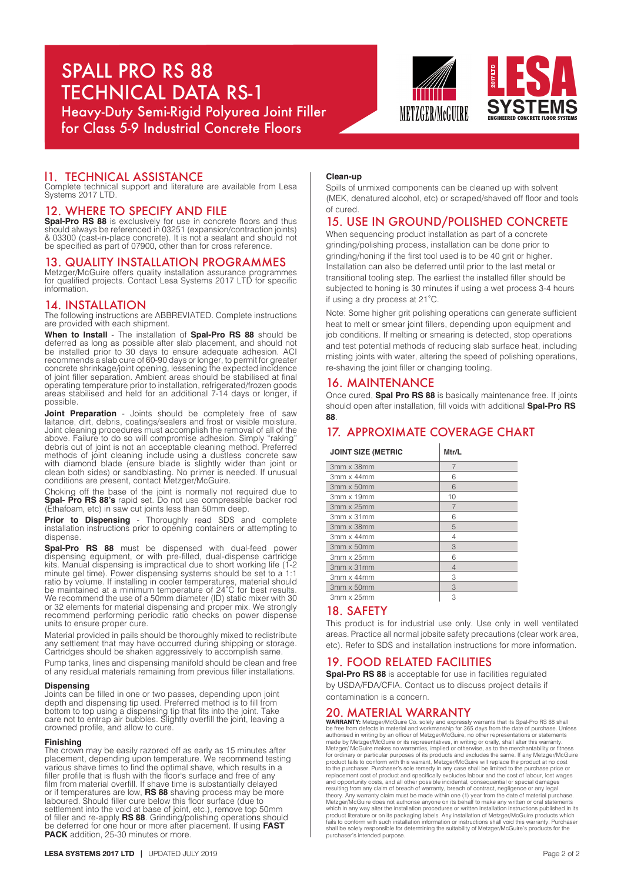# SPALL PRO RS 88 TECHNICAL DATA RS-1

Heavy-Duty Semi-Rigid Polyurea Joint Filler for Class 5-9 Industrial Concrete Floors

METZGER/McGUIRE

LESA SYSTEMS 2017 LTD ENGINEERED CONCRETE FLOOR SYSTEMS

## I1. TECHNICAL ASSISTANCE

Complete technical support and literature are available from Lesa Systems 2017 LTD.

## 12. WHERE TO SPECIFY AND FILE

**Spal-Pro RS 88** is exclusively for use in concrete floors and thus should always be referenced in 03251 (expansion/contraction joints) & 03300 (cast-in-place concrete). It is not a sealant and should not be specified as part of 07900, other than for cross reference.

## 13. QUALITY INSTALLATION PROGRAMMES

Metzger/McGuire offers quality installation assurance programmes for qualified projects. Contact Lesa Systems 2017 LTD for specific information.

## 14. INSTALLATION

The following instructions are ABBREVIATED. Complete instructions are provided with each shipment.

**When to Install** - The installation of **Spal-Pro RS 88** should be deferred as long as possible after slab placement, and should not be installed prior to 30 days to ensure adequate adhesion. ACI recommends a slab cure of 60-90 days or longer, to permit for greater concrete shrinkage/joint opening, lessening the expected incidence of joint filler separation. Ambient areas should be stabilised at final operating temperature prior to installation, refrigerated/frozen goods areas stabilised and held for an additional 7-14 days or longer, if possible.

**Joint Preparation** - Joints should be completely free of saw laitance, dirt, debris, coatings/sealers and frost or visible moisture. Joint cleaning procedures must accomplish the removal of all of the above. Failure to do so will compromise adhesion. Simply "raking" debris out of joint is not an acceptable cleaning method. Preferred methods of joint cleaning include using a dustless concrete saw with diamond blade (ensure blade is slightly wider than joint or clean both sides) or sandblasting. No primer is needed. If unusual conditions are present, contact Metzger/McGuire.

Choking off the base of the joint is normally not required due to **Spal- Pro RS 88's** rapid set. Do not use compressible backer rod (Ethafoam, etc) in saw cut joints less than 50mm deep.

**Prior to Dispensing** - Thoroughly read SDS and complete installation instructions prior to opening containers or attempting to dispense.

**Spal-Pro RS 88** must be dispensed with dual-feed power dispensing equipment, or with pre-filled, dual-dispense cartridge kits. Manual dispensing is impractical due to short working life (1-2 minute gel time). Power dispensing systems should be set to a 1:1 ratio by volume. If installing in cooler temperatures, material should be maintained at a minimum temperature of 24˚C for best results. We recommend the use of a 50mm diameter (ID) static mixer with 30 or 32 elements for material dispensing and proper mix. We strongly recommend performing periodic ratio checks on power dispense units to ensure proper cure.

Material provided in pails should be thoroughly mixed to redistribute any settlement that may have occurred during shipping or storage. Cartridges should be shaken aggressively to accomplish same.

Pump tanks, lines and dispensing manifold should be clean and free of any residual materials remaining from previous filler installations.

### Dispensing

Joints can be filled in one or two passes, depending upon joint depth and dispensing tip used. Preferred method is to fill from bottom to top using a dispensing tip that fits into the joint. Take care not to entrap air bubbles. Slightly overfill the joint, leaving a crowned profile, and allow to cure.

### Finishing

The crown may be easily razored off as early as 15 minutes after placement, depending upon temperature. We recommend testing various shave times to find the optimal shave, which results in a filler profile that is flush with the floor's surface and free of any film from material overfill. If shave time is substantially delayed or if temperatures are low, **RS 88** shaving process may be more laboured. Should filler cure below this floor surface (due to settlement into the void at base of joint, etc.), remove top 50mm of filler and re-apply **RS 88**. Grinding/polishing operations should be deferred for one hour or more after placement. If using **FAST PACK** addition, 25-30 minutes or more.

### Clean-up

Spills of unmixed components can be cleaned up with solvent (MEK, denatured alcohol, etc) or scraped/shaved off floor and tools of cured.

## 15. USE IN GROUND/POLISHED CONCRETE

When sequencing product installation as part of a concrete grinding/polishing process, installation can be done prior to grinding/honing if the first tool used is to be 40 grit or higher. Installation can also be deferred until prior to the last metal or transitional tooling step. The earliest the installed filler should be subjected to honing is 30 minutes if using a wet process 3-4 hours if using a dry process at 21˚C.

Note: Some higher grit polishing operations can generate sufficient heat to melt or smear joint fillers, depending upon equipment and job conditions. If melting or smearing is detected, stop operations and test potential methods of reducing slab surface heat, including misting joints with water, altering the speed of polishing operations, re-shaving the joint filler or changing tooling.

## 16. MAINTENANCE

Once cured, **Spal Pro RS 88** is basically maintenance free. If joints should open after installation, fill voids with additional **Spal-Pro RS 88**.

## 17. APPROXIMATE COVERAGE CHART

| JOINT SIZE (METRIC | Mtr/L |
|---|---|
| 3mm x 38mm | 7 |
| 3mm x 44mm | 6 |
| 3mm x 50mm | 6 |
| 3mm x 19mm | 10 |
| 3mm x 25mm | 7 |
| 3mm x 31mm | 6 |
| 3mm x 38mm | 5 |
| 3mm x 44mm | 4 |
| 3mm x 50mm | 3 |
| 3mm x 25mm | 6 |
| 3mm x 31mm | 4 |
| 3mm x 44mm | 3 |
| 3mm x 50mm | 3 |
| 3mm x 25mm | 3 |

## 18. SAFETY

This product is for industrial use only. Use only in well ventilated areas. Practice all normal jobsite safety precautions (clear work area, etc). Refer to SDS and installation instructions for more information.

## 19. FOOD RELATED FACILITIES

**Spal-Pro RS 88** is acceptable for use in facilities regulated by USDA/FDA/CFIA. Contact us to discuss project details if contamination is a concern.

## 20. MATERIAL WARRANTY

**WARRANTY:** Metzger/McGuire Co. solely and expressly warrants that its Spal-Pro RS 88 shall be free from defects in material and workmanship for 365 days from the date of purchase. Unless authorised in writing by an officer of Metzger/McGuire, no other representations or statements made by Metzger/McGuire or its representatives, in writing or orally, shall alter this warranty. Metzger/ McGuire makes no warranties, implied or otherwise, as to the merchantability or fitness for ordinary or particular purposes of its products and excludes the same. If any Metzger/McGuire product fails to conform with this warrant, Metzger/McGuire will replace the product at no cost to the purchaser. Purchaser's sole remedy in any case shall be limited to the purchase price or replacement cost of product and specifically excludes labour and the cost of labour, lost wages and opportunity costs, and all other possible incidental, consequential or special damages resulting from any claim of breach of warranty, breach of contract, negligence or any legal theory. Any warranty claim must be made within one (1) year from the date of material purchase. Metzger/McGuire does not authorise anyone on its behalf to make any written or oral statements which in any way alter the installation procedures or written installation instructions published in its product literature or on its packaging labels. Any installation of Metzger/McGuire products which fails to conform with such installation information or instructions shall void this warranty. Purchaser shall be solely responsible for determining the suitability of Metzger/McGuire's products for the purchaser's intended purpose.

**LESA SYSTEMS 2017 LTD** | UPDATED JULY 2019